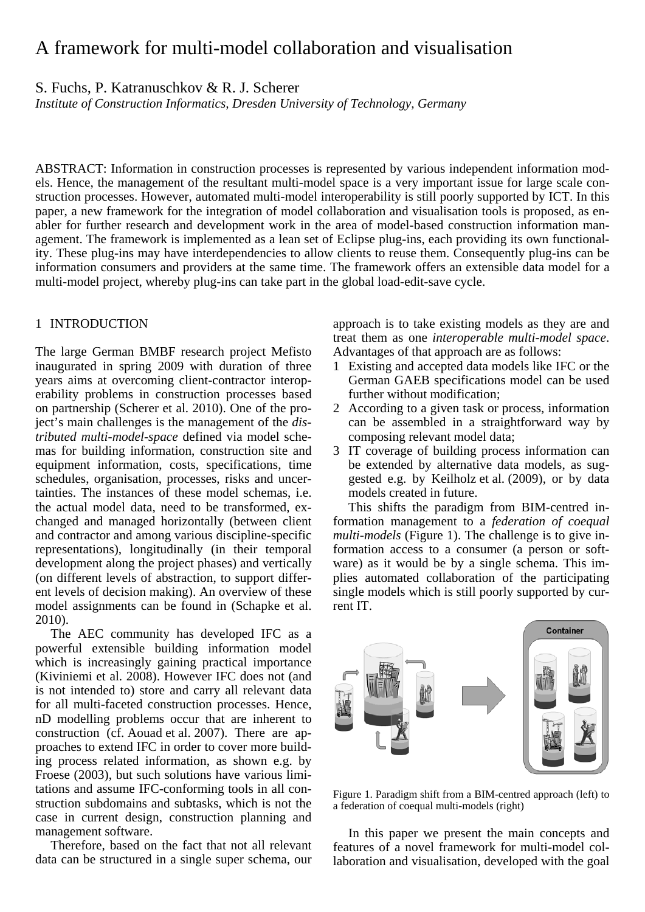# A framework for multi-model collaboration and visualisation

S. Fuchs, P. Katranuschkov & R. J. Scherer

*Institute of Construction Informatics, Dresden University of Technology, Germany*

ABSTRACT: Information in construction processes is represented by various independent information models. Hence, the management of the resultant multi-model space is a very important issue for large scale construction processes. However, automated multi-model interoperability is still poorly supported by ICT. In this paper, a new framework for the integration of model collaboration and visualisation tools is proposed, as enabler for further research and development work in the area of model-based construction information management. The framework is implemented as a lean set of Eclipse plug-ins, each providing its own functionality. These plug-ins may have interdependencies to allow clients to reuse them. Consequently plug-ins can be information consumers and providers at the same time. The framework offers an extensible data model for a multi-model project, whereby plug-ins can take part in the global load-edit-save cycle.

## 1 INTRODUCTION

The large German BMBF research project Mefisto inaugurated in spring 2009 with duration of three years aims at overcoming client-contractor interoperability problems in construction processes based on partnership (Scherer et al. 2010). One of the project's main challenges is the management of the *distributed multi-model-space* defined via model schemas for building information, construction site and equipment information, costs, specifications, time schedules, organisation, processes, risks and uncertainties. The instances of these model schemas, i.e. the actual model data, need to be transformed, exchanged and managed horizontally (between client and contractor and among various discipline-specific representations), longitudinally (in their temporal development along the project phases) and vertically (on different levels of abstraction, to support different levels of decision making). An overview of these model assignments can be found in (Schapke et al. 2010).

The AEC community has developed IFC as a powerful extensible building information model which is increasingly gaining practical importance (Kiviniemi et al. 2008). However IFC does not (and is not intended to) store and carry all relevant data for all multi-faceted construction processes. Hence, nD modelling problems occur that are inherent to construction (cf. Aouad et al. 2007). There are approaches to extend IFC in order to cover more building process related information, as shown e.g. by Froese (2003), but such solutions have various limitations and assume IFC-conforming tools in all construction subdomains and subtasks, which is not the case in current design, construction planning and management software.

Therefore, based on the fact that not all relevant data can be structured in a single super schema, our approach is to take existing models as they are and treat them as one *interoperable multi-model space*. Advantages of that approach are as follows:

1. Existing and accepted data models like IFC or the German GAEB specifications model can be used further without modification;
2. According to a given task or process, information can be assembled in a straightforward way by composing relevant model data;
3. IT coverage of building process information can be extended by alternative data models, as suggested e.g. by Keilholz et al. (2009), or by data models created in future.

This shifts the paradigm from BIM-centred information management to a *federation of coequal multi-models* (Figure 1). The challenge is to give information access to a consumer (a person or software) as it would be by a single schema. This implies automated collaboration of the participating single models which is still poorly supported by current IT.

Container

Figure 1. Paradigm shift from a BIM-centred approach (left) to a federation of coequal multi-models (right)

In this paper we present the main concepts and features of a novel framework for multi-model collaboration and visualisation, developed with the goal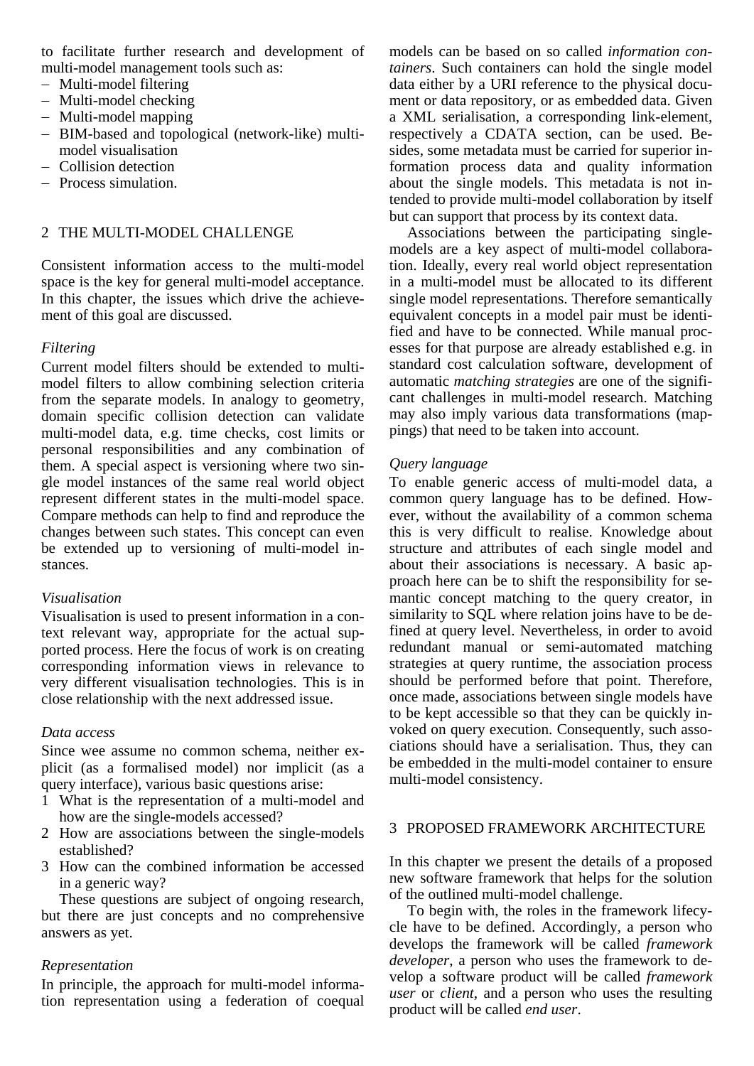to facilitate further research and development of multi-model management tools such as:

- Multi-model filtering
- Multi-model checking
- Multi-model mapping
- BIM-based and topological (network-like) multi-model visualisation
- Collision detection
- Process simulation.

## 2 THE MULTI-MODEL CHALLENGE

Consistent information access to the multi-model space is the key for general multi-model acceptance. In this chapter, the issues which drive the achievement of this goal are discussed.

### *Filtering*

Current model filters should be extended to multi-model filters to allow combining selection criteria from the separate models. In analogy to geometry, domain specific collision detection can validate multi-model data, e.g. time checks, cost limits or personal responsibilities and any combination of them. A special aspect is versioning where two single model instances of the same real world object represent different states in the multi-model space. Compare methods can help to find and reproduce the changes between such states. This concept can even be extended up to versioning of multi-model instances.

### *Visualisation*

Visualisation is used to present information in a context relevant way, appropriate for the actual supported process. Here the focus of work is on creating corresponding information views in relevance to very different visualisation technologies. This is in close relationship with the next addressed issue.

### *Data access*

Since wee assume no common schema, neither explicit (as a formalised model) nor implicit (as a query interface), various basic questions arise:

1. What is the representation of a multi-model and how are the single-models accessed?
2. How are associations between the single-models established?
3. How can the combined information be accessed in a generic way?

These questions are subject of ongoing research, but there are just concepts and no comprehensive answers as yet.

### *Representation*

In principle, the approach for multi-model information representation using a federation of coequal models can be based on so called *information containers*. Such containers can hold the single model data either by a URI reference to the physical document or data repository, or as embedded data. Given a XML serialisation, a corresponding link-element, respectively a CDATA section, can be used. Besides, some metadata must be carried for superior information process data and quality information about the single models. This metadata is not intended to provide multi-model collaboration by itself but can support that process by its context data.

Associations between the participating single-models are a key aspect of multi-model collaboration. Ideally, every real world object representation in a multi-model must be allocated to its different single model representations. Therefore semantically equivalent concepts in a model pair must be identified and have to be connected. While manual processes for that purpose are already established e.g. in standard cost calculation software, development of automatic *matching strategies* are one of the significant challenges in multi-model research. Matching may also imply various data transformations (mappings) that need to be taken into account.

### *Query language*

To enable generic access of multi-model data, a common query language has to be defined. However, without the availability of a common schema this is very difficult to realise. Knowledge about structure and attributes of each single model and about their associations is necessary. A basic approach here can be to shift the responsibility for semantic concept matching to the query creator, in similarity to SQL where relation joins have to be defined at query level. Nevertheless, in order to avoid redundant manual or semi-automated matching strategies at query runtime, the association process should be performed before that point. Therefore, once made, associations between single models have to be kept accessible so that they can be quickly invoked on query execution. Consequently, such associations should have a serialisation. Thus, they can be embedded in the multi-model container to ensure multi-model consistency.

## 3 PROPOSED FRAMEWORK ARCHITECTURE

In this chapter we present the details of a proposed new software framework that helps for the solution of the outlined multi-model challenge.

To begin with, the roles in the framework lifecycle have to be defined. Accordingly, a person who develops the framework will be called *framework developer*, a person who uses the framework to develop a software product will be called *framework user* or *client*, and a person who uses the resulting product will be called *end user*.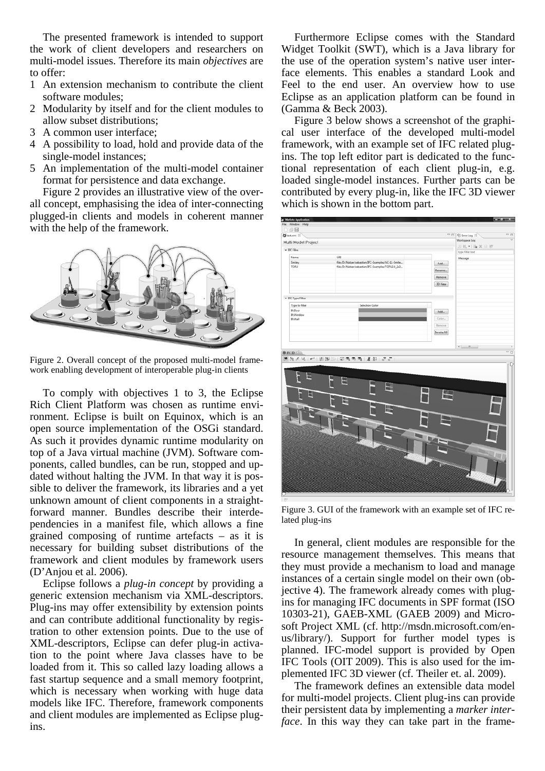The presented framework is intended to support the work of client developers and researchers on multi-model issues. Therefore its main *objectives* are to offer:

1. An extension mechanism to contribute the client software modules;
2. Modularity by itself and for the client modules to allow subset distributions;
3. A common user interface;
4. A possibility to load, hold and provide data of the single-model instances;
5. An implementation of the multi-model container format for persistence and data exchange.

Figure 2 provides an illustrative view of the overall concept, emphasising the idea of inter-connecting plugged-in clients and models in coherent manner with the help of the framework.

Figure 2. Overall concept of the proposed multi-model framework enabling development of interoperable plug-in clients

To comply with objectives 1 to 3, the Eclipse Rich Client Platform was chosen as runtime environment. Eclipse is built on Equinox, which is an open source implementation of the OSGi standard. As such it provides dynamic runtime modularity on top of a Java virtual machine (JVM). Software components, called bundles, can be run, stopped and updated without halting the JVM. In that way it is possible to deliver the framework, its libraries and a yet unknown amount of client components in a straightforward manner. Bundles describe their interdependencies in a manifest file, which allows a fine grained composing of runtime artefacts – as it is necessary for building subset distributions of the framework and client modules by framework users (D'Anjou et al. 2006).

Eclipse follows a *plug-in concept* by providing a generic extension mechanism via XML-descriptors. Plug-ins may offer extensibility by extension points and can contribute additional functionality by registration to other extension points. Due to the use of XML-descriptors, Eclipse can defer plug-in activation to the point where Java classes have to be loaded from it. This so called lazy loading allows a fast startup sequence and a small memory footprint, which is necessary when working with huge data models like IFC. Therefore, framework components and client modules are implemented as Eclipse plug-ins.

Furthermore Eclipse comes with the Standard Widget Toolkit (SWT), which is a Java library for the use of the operation system's native user interface elements. This enables a standard Look and Feel to the end user. An overview how to use Eclipse as an application platform can be found in (Gamma & Beck 2003).

Figure 3 below shows a screenshot of the graphical user interface of the developed multi-model framework, with an example set of IFC related plug-ins. The top left editor part is dedicated to the functional representation of each client plug-in, e.g. loaded single-model instances. Further parts can be contributed by every plug-in, like the IFC 3D viewer which is shown in the bottom part.

Figure 3. GUI of the framework with an example set of IFC related plug-ins

In general, client modules are responsible for the resource management themselves. This means that they must provide a mechanism to load and manage instances of a certain single model on their own (objective 4). The framework already comes with plug-ins for managing IFC documents in SPF format (ISO 10303-21), GAEB-XML (GAEB 2009) and Microsoft Project XML (cf. http://msdn.microsoft.com/en-us/library/). Support for further model types is planned. IFC-model support is provided by Open IFC Tools (OIT 2009). This is also used for the implemented IFC 3D viewer (cf. Theiler et. al. 2009).

The framework defines an extensible data model for multi-model projects. Client plug-ins can provide their persistent data by implementing a *marker interface*. In this way they can take part in the frame-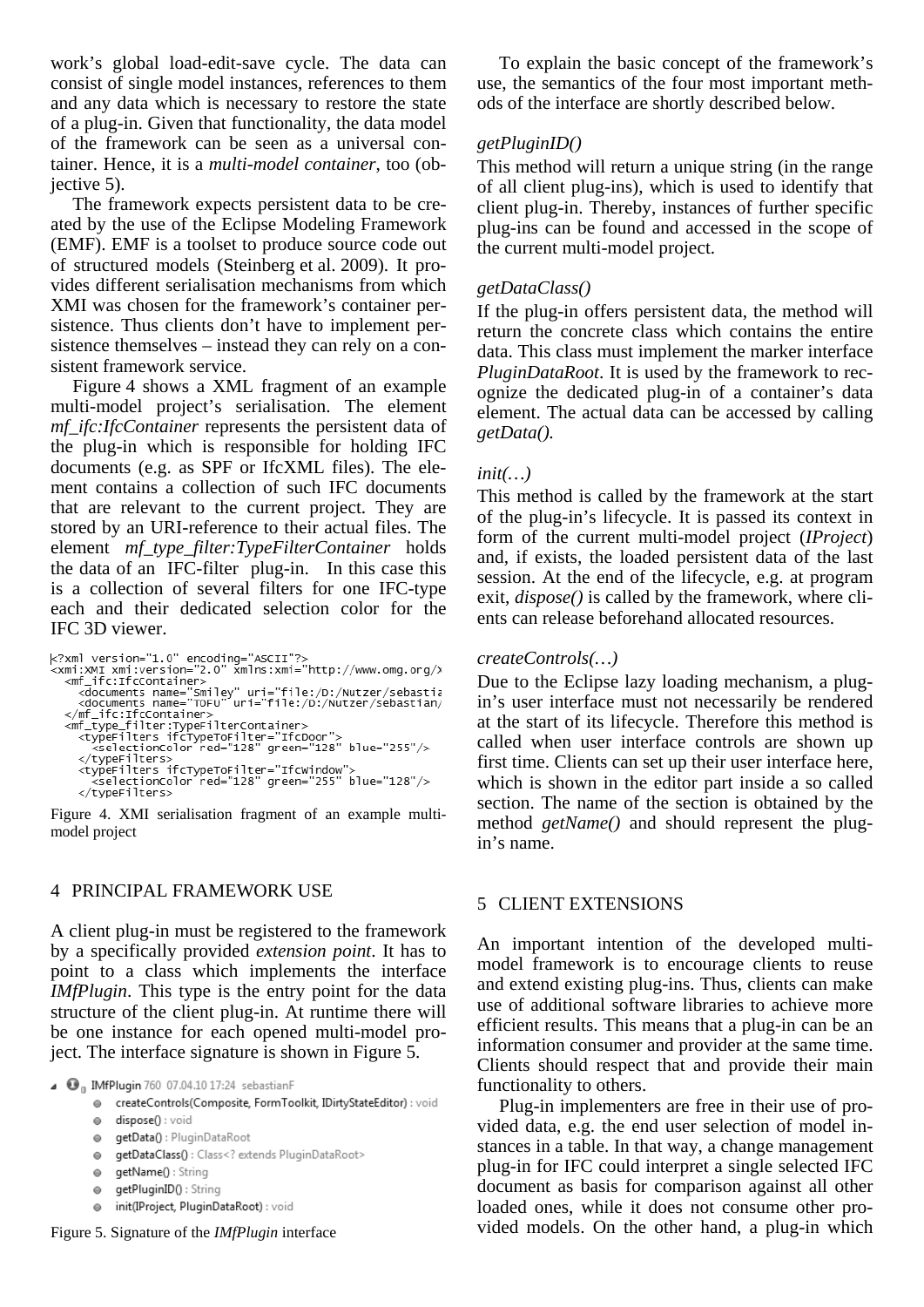work's global load-edit-save cycle. The data can consist of single model instances, references to them and any data which is necessary to restore the state of a plug-in. Given that functionality, the data model of the framework can be seen as a universal container. Hence, it is a *multi-model container*, too (objective 5).

The framework expects persistent data to be created by the use of the Eclipse Modeling Framework (EMF). EMF is a toolset to produce source code out of structured models (Steinberg et al. 2009). It provides different serialisation mechanisms from which XMI was chosen for the framework's container persistence. Thus clients don't have to implement persistence themselves – instead they can rely on a consistent framework service.

Figure 4 shows a XML fragment of an example multi-model project's serialisation. The element *mf_ifc:IfcContainer* represents the persistent data of the plug-in which is responsible for holding IFC documents (e.g. as SPF or IfcXML files). The element contains a collection of such IFC documents that are relevant to the current project. They are stored by an URI-reference to their actual files. The element *mf_type_filter:TypeFilterContainer* holds the data of an IFC-filter plug-in. In this case this is a collection of several filters for one IFC-type each and their dedicated selection color for the IFC 3D viewer.

```
<?xml version="1.0" encoding="ASCII"?>
<xmi:XMI xmi:version="2.0" xmlns:xmi="http://www.omg.org/X
  <mf_ifc:IfcContainer>
    <documents name="Smiley" uri="file:/D:/Nutzer/sebastia
    <documents name="TOFU" uri="file:/D:/Nutzer/sebastian/
  </mf_ifc:IfcContainer>
  <mf_type_filter:TypeFilterContainer>
    <typeFilters ifcTypeToFilter="IfcDoor">
      <selectionColor red="128" green="128" blue="255"/>
    </typeFilters>
    <typeFilters ifcTypeToFilter="IfcWindow">
      <selectionColor red="128" green="255" blue="128"/>
    </typeFilters>
```

Figure 4. XMI serialisation fragment of an example multi-model project

## 4 PRINCIPAL FRAMEWORK USE

A client plug-in must be registered to the framework by a specifically provided *extension point*. It has to point to a class which implements the interface *IMfPlugin*. This type is the entry point for the data structure of the client plug-in. At runtime there will be one instance for each opened multi-model project. The interface signature is shown in Figure 5.

```
IMfPlugin 760 07.04.10 17:24 sebastianF
    createControls(Composite, FormToolkit, IDirtyStateEditor) : void
    dispose() : void
    getData() : PluginDataRoot
    getDataClass() : Class<? extends PluginDataRoot>
    getName() : String
    getPluginID() : String
    init(IProject, PluginDataRoot) : void
```

Figure 5. Signature of the *IMfPlugin* interface

To explain the basic concept of the framework's use, the semantics of the four most important methods of the interface are shortly described below.

*getPluginID()*

This method will return a unique string (in the range of all client plug-ins), which is used to identify that client plug-in. Thereby, instances of further specific plug-ins can be found and accessed in the scope of the current multi-model project.

*getDataClass()*

If the plug-in offers persistent data, the method will return the concrete class which contains the entire data. This class must implement the marker interface *PluginDataRoot*. It is used by the framework to recognize the dedicated plug-in of a container's data element. The actual data can be accessed by calling *getData()*.

*init(…)*

This method is called by the framework at the start of the plug-in's lifecycle. It is passed its context in form of the current multi-model project (*IProject*) and, if exists, the loaded persistent data of the last session. At the end of the lifecycle, e.g. at program exit, *dispose()* is called by the framework, where clients can release beforehand allocated resources.

*createControls(…)*

Due to the Eclipse lazy loading mechanism, a plug-in's user interface must not necessarily be rendered at the start of its lifecycle. Therefore this method is called when user interface controls are shown up first time. Clients can set up their user interface here, which is shown in the editor part inside a so called section. The name of the section is obtained by the method *getName()* and should represent the plug-in's name.

## 5 CLIENT EXTENSIONS

An important intention of the developed multi-model framework is to encourage clients to reuse and extend existing plug-ins. Thus, clients can make use of additional software libraries to achieve more efficient results. This means that a plug-in can be an information consumer and provider at the same time. Clients should respect that and provide their main functionality to others.

Plug-in implementers are free in their use of provided data, e.g. the end user selection of model instances in a table. In that way, a change management plug-in for IFC could interpret a single selected IFC document as basis for comparison against all other loaded ones, while it does not consume other provided models. On the other hand, a plug-in which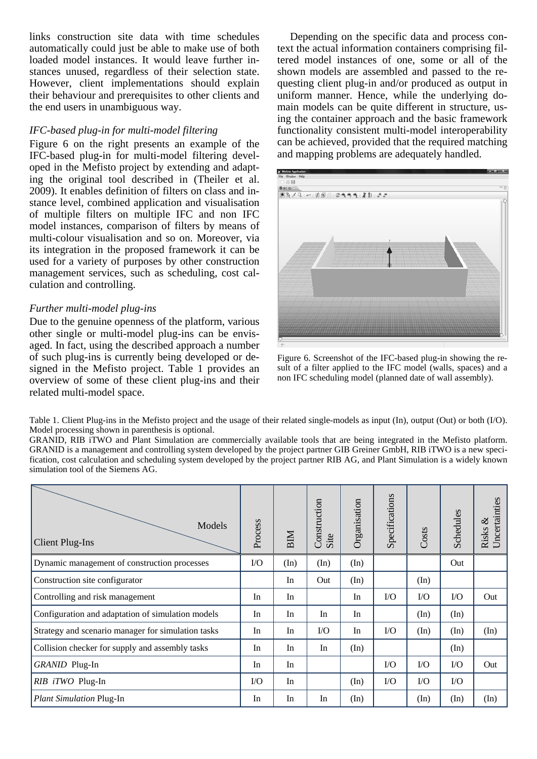links construction site data with time schedules automatically could just be able to make use of both loaded model instances. It would leave further instances unused, regardless of their selection state. However, client implementations should explain their behaviour and prerequisites to other clients and the end users in unambiguous way.

### *IFC-based plug-in for multi-model filtering*

Figure 6 on the right presents an example of the IFC-based plug-in for multi-model filtering developed in the Mefisto project by extending and adapting the original tool described in (Theiler et al. 2009). It enables definition of filters on class and instance level, combined application and visualisation of multiple filters on multiple IFC and non IFC model instances, comparison of filters by means of multi-colour visualisation and so on. Moreover, via its integration in the proposed framework it can be used for a variety of purposes by other construction management services, such as scheduling, cost calculation and controlling.

### *Further multi-model plug-ins*

Due to the genuine openness of the platform, various other single or multi-model plug-ins can be envisaged. In fact, using the described approach a number of such plug-ins is currently being developed or designed in the Mefisto project. Table 1 provides an overview of some of these client plug-ins and their related multi-model space.

Depending on the specific data and process context the actual information containers comprising filtered model instances of one, some or all of the shown models are assembled and passed to the requesting client plug-in and/or produced as output in uniform manner. Hence, while the underlying domain models can be quite different in structure, using the container approach and the basic framework functionality consistent multi-model interoperability can be achieved, provided that the required matching and mapping problems are adequately handled.

Figure 6. Screenshot of the IFC-based plug-in showing the result of a filter applied to the IFC model (walls, spaces) and a non IFC scheduling model (planned date of wall assembly).

Table 1. Client Plug-ins in the Mefisto project and the usage of their related single-models as input (In), output (Out) or both (I/O). Model processing shown in parenthesis is optional.
GRANID, RIB iTWO and Plant Simulation are commercially available tools that are being integrated in the Mefisto platform. GRANID is a management and controlling system developed by the project partner GIB Greiner GmbH, RIB iTWO is a new specification, cost calculation and scheduling system developed by the project partner RIB AG, and Plant Simulation is a widely known simulation tool of the Siemens AG.

| Client Plug-Ins \ Models | Process | BIM | Construction Site | Organisation | Specifications | Costs | Schedules | Risks & Uncertainties |
|---|---|---|---|---|---|---|---|---|
| Dynamic management of construction processes | I/O | (In) | (In) | (In) | | | Out | |
| Construction site configurator | | In | Out | (In) | | (In) | | |
| Controlling and risk management | In | In | | In | I/O | I/O | I/O | Out |
| Configuration and adaptation of simulation models | In | In | In | In | | (In) | (In) | |
| Strategy and scenario manager for simulation tasks | In | In | I/O | In | I/O | (In) | (In) | (In) |
| Collision checker for supply and assembly tasks | In | In | In | (In) | | | (In) | |
| *GRANID* Plug-In | In | In | | | I/O | I/O | I/O | Out |
| *RIB iTWO* Plug-In | I/O | In | | (In) | I/O | I/O | I/O | |
| *Plant Simulation* Plug-In | In | In | In | (In) | | (In) | (In) | (In) |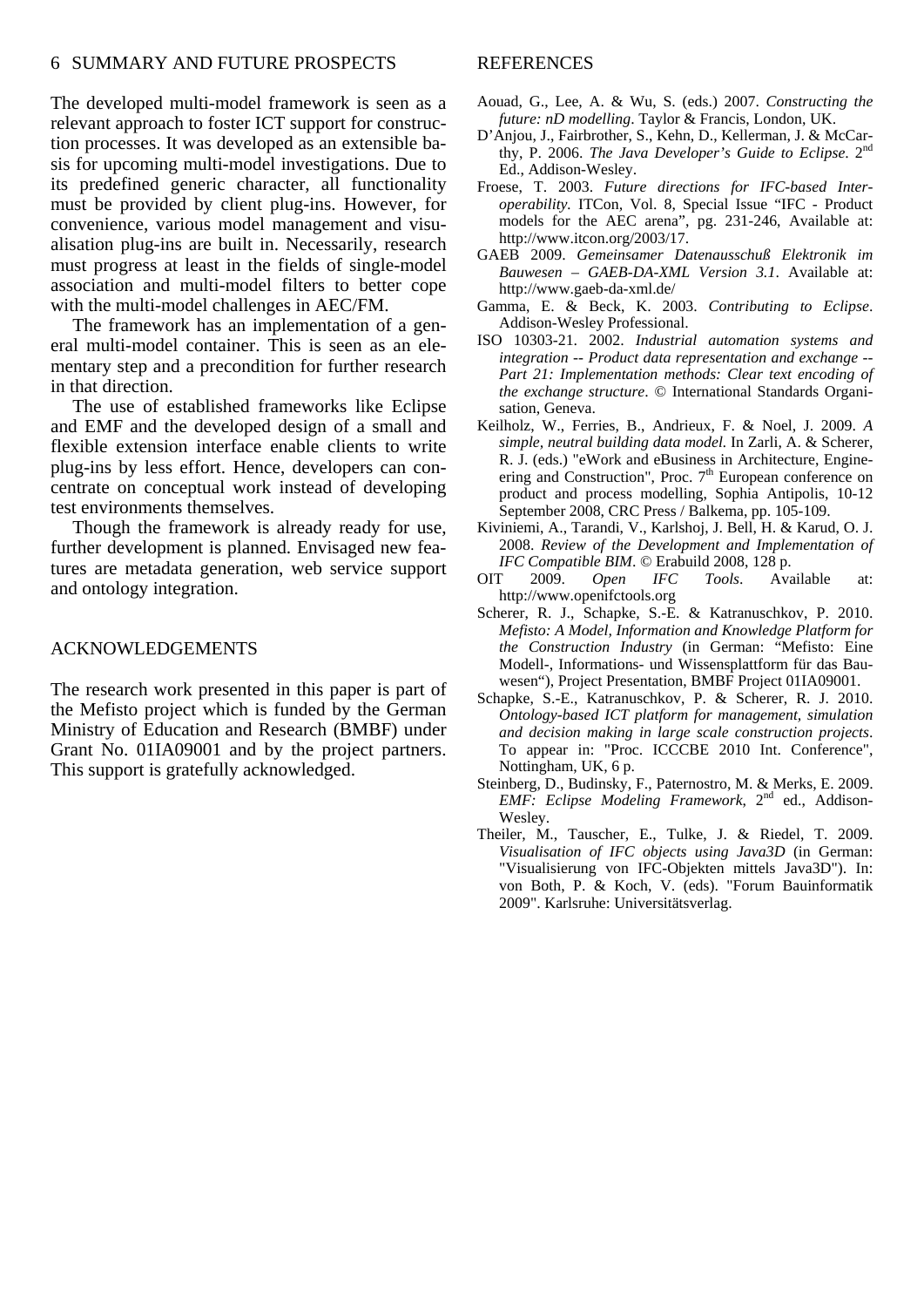## 6 SUMMARY AND FUTURE PROSPECTS

The developed multi-model framework is seen as a relevant approach to foster ICT support for construction processes. It was developed as an extensible basis for upcoming multi-model investigations. Due to its predefined generic character, all functionality must be provided by client plug-ins. However, for convenience, various model management and visualisation plug-ins are built in. Necessarily, research must progress at least in the fields of single-model association and multi-model filters to better cope with the multi-model challenges in AEC/FM.

The framework has an implementation of a general multi-model container. This is seen as an elementary step and a precondition for further research in that direction.

The use of established frameworks like Eclipse and EMF and the developed design of a small and flexible extension interface enable clients to write plug-ins by less effort. Hence, developers can concentrate on conceptual work instead of developing test environments themselves.

Though the framework is already ready for use, further development is planned. Envisaged new features are metadata generation, web service support and ontology integration.

## ACKNOWLEDGEMENTS

The research work presented in this paper is part of the Mefisto project which is funded by the German Ministry of Education and Research (BMBF) under Grant No. 01IA09001 and by the project partners. This support is gratefully acknowledged.

## REFERENCES

Aouad, G., Lee, A. & Wu, S. (eds.) 2007. *Constructing the future: nD modelling*. Taylor & Francis, London, UK.

D'Anjou, J., Fairbrother, S., Kehn, D., Kellerman, J. & McCarthy, P. 2006. *The Java Developer's Guide to Eclipse*. 2nd Ed., Addison-Wesley.

Froese, T. 2003. *Future directions for IFC-based Interoperability*. ITCon, Vol. 8, Special Issue "IFC - Product models for the AEC arena", pg. 231-246, Available at: http://www.itcon.org/2003/17.

GAEB 2009. *Gemeinsamer Datenausschuß Elektronik im Bauwesen – GAEB-DA-XML Version 3.1*. Available at: http://www.gaeb-da-xml.de/

Gamma, E. & Beck, K. 2003. *Contributing to Eclipse*. Addison-Wesley Professional.

ISO 10303-21. 2002. *Industrial automation systems and integration -- Product data representation and exchange -- Part 21: Implementation methods: Clear text encoding of the exchange structure*. © International Standards Organisation, Geneva.

Keilholz, W., Ferries, B., Andrieux, F. & Noel, J. 2009. *A simple, neutral building data model*. In Zarli, A. & Scherer, R. J. (eds.) "eWork and eBusiness in Architecture, Engineering and Construction", Proc. 7th European conference on product and process modelling, Sophia Antipolis, 10-12 September 2008, CRC Press / Balkema, pp. 105-109.

Kiviniemi, A., Tarandi, V., Karlshoj, J. Bell, H. & Karud, O. J. 2008. *Review of the Development and Implementation of IFC Compatible BIM*. © Erabuild 2008, 128 p.

OIT 2009. *Open IFC Tools*. Available at: http://www.openifctools.org

Scherer, R. J., Schapke, S.-E. & Katranuschkov, P. 2010. *Mefisto: A Model, Information and Knowledge Platform for the Construction Industry* (in German: "Mefisto: Eine Modell-, Informations- und Wissensplattform für das Bauwesen"), Project Presentation, BMBF Project 01IA09001.

Schapke, S.-E., Katranuschkov, P. & Scherer, R. J. 2010. *Ontology-based ICT platform for management, simulation and decision making in large scale construction projects*. To appear in: "Proc. ICCCBE 2010 Int. Conference", Nottingham, UK, 6 p.

Steinberg, D., Budinsky, F., Paternostro, M. & Merks, E. 2009. *EMF: Eclipse Modeling Framework*, 2nd ed., Addison-Wesley.

Theiler, M., Tauscher, E., Tulke, J. & Riedel, T. 2009. *Visualisation of IFC objects using Java3D* (in German: "Visualisierung von IFC-Objekten mittels Java3D"). In: von Both, P. & Koch, V. (eds). "Forum Bauinformatik 2009". Karlsruhe: Universitätsverlag.